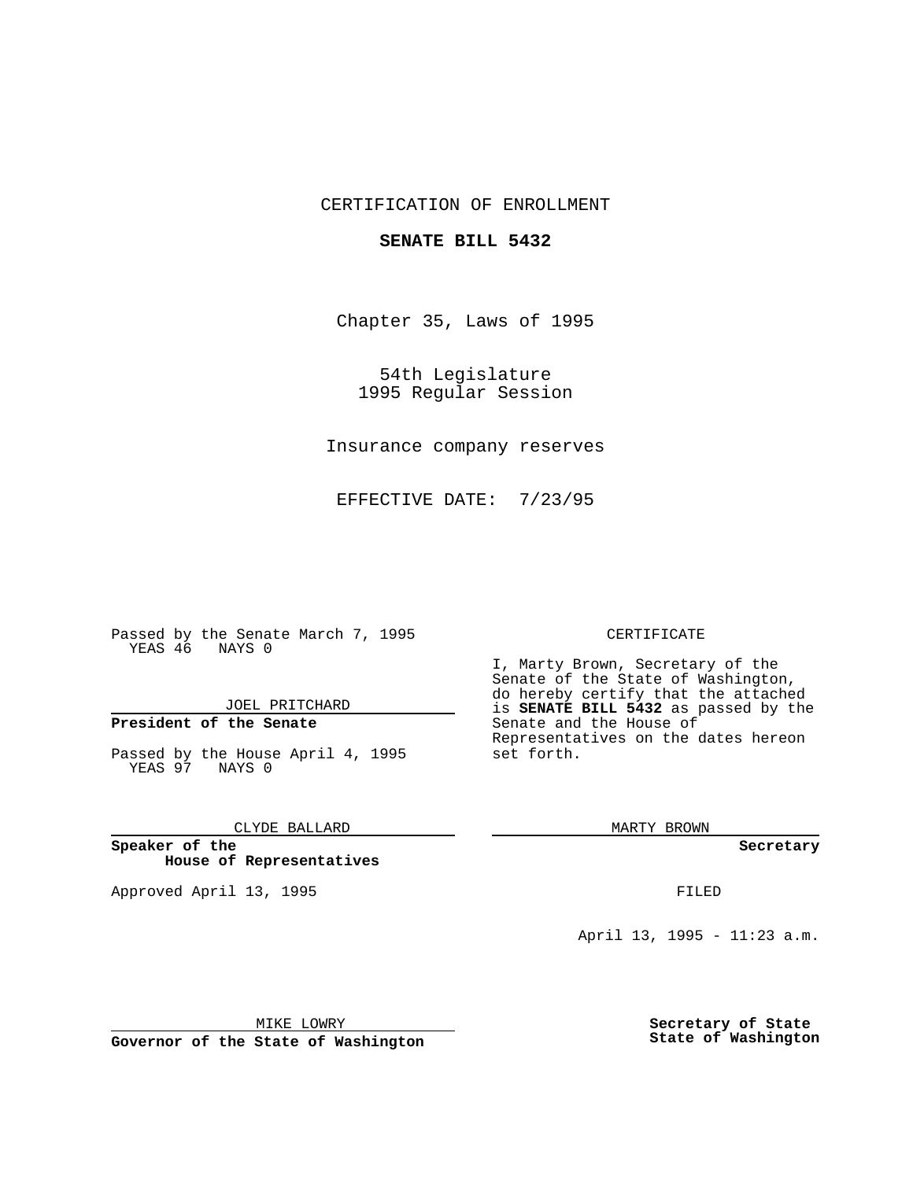CERTIFICATION OF ENROLLMENT

**SENATE BILL 5432**

Chapter 35, Laws of 1995

54th Legislature
1995 Regular Session

Insurance company reserves

EFFECTIVE DATE: 7/23/95

Passed by the Senate March 7, 1995
YEAS 46 NAYS 0

JOEL PRITCHARD

**President of the Senate**

Passed by the House April 4, 1995
YEAS 97 NAYS 0

CLYDE BALLARD

**Speaker of the House of Representatives**

Approved April 13, 1995

MIKE LOWRY

**Governor of the State of Washington**

CERTIFICATE

I, Marty Brown, Secretary of the Senate of the State of Washington, do hereby certify that the attached is **SENATE BILL 5432** as passed by the Senate and the House of Representatives on the dates hereon set forth.

MARTY BROWN

**Secretary**

FILED

April 13, 1995 - 11:23 a.m.

**Secretary of State**
**State of Washington**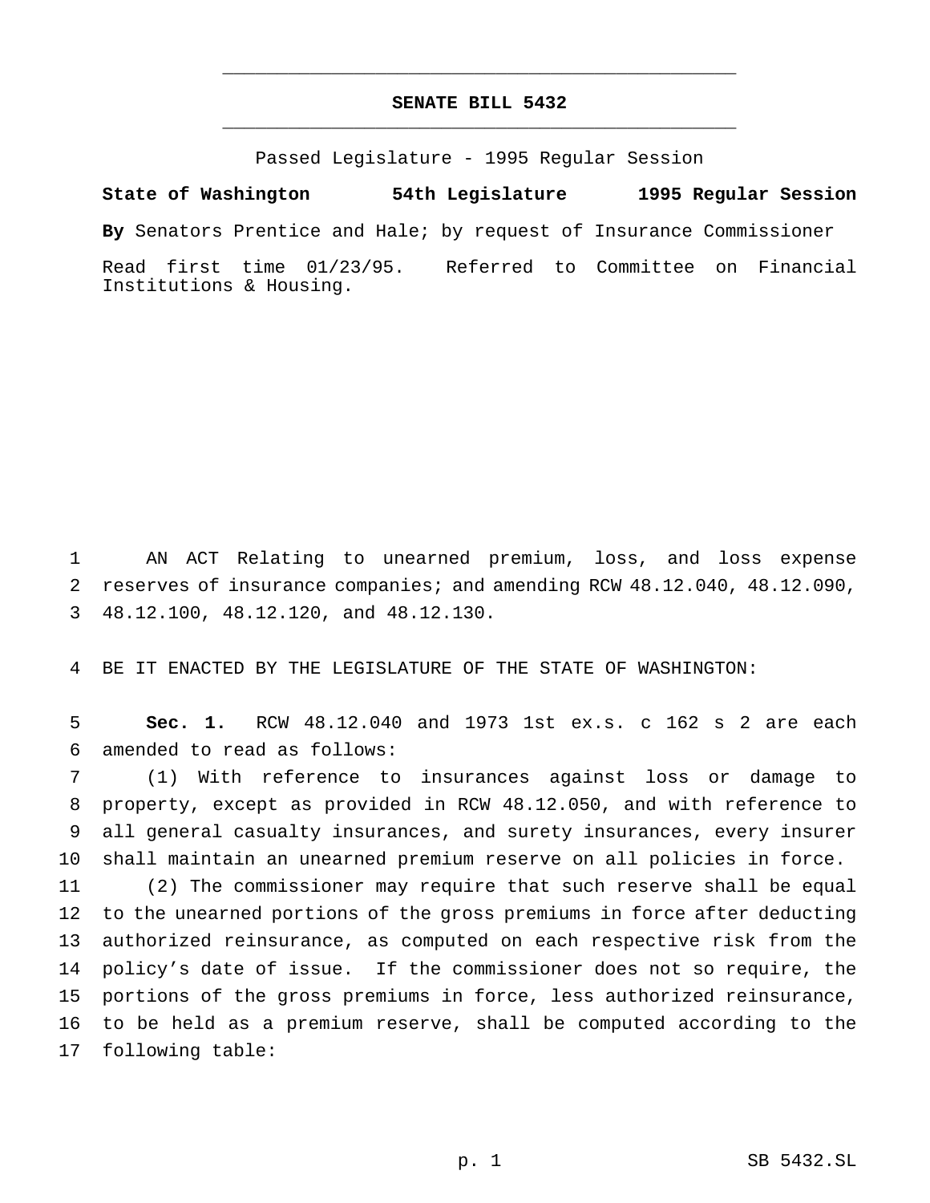# SENATE BILL 5432

Passed Legislature - 1995 Regular Session

**State of Washington 54th Legislature 1995 Regular Session**

**By** Senators Prentice and Hale; by request of Insurance Commissioner

Read first time 01/23/95. Referred to Committee on Financial Institutions & Housing.

1 AN ACT Relating to unearned premium, loss, and loss expense
2 reserves of insurance companies; and amending RCW 48.12.040, 48.12.090,
3 48.12.100, 48.12.120, and 48.12.130.

4 BE IT ENACTED BY THE LEGISLATURE OF THE STATE OF WASHINGTON:

5 **Sec. 1.** RCW 48.12.040 and 1973 1st ex.s. c 162 s 2 are each
6 amended to read as follows:

7 (1) With reference to insurances against loss or damage to
8 property, except as provided in RCW 48.12.050, and with reference to
9 all general casualty insurances, and surety insurances, every insurer
10 shall maintain an unearned premium reserve on all policies in force.

11 (2) The commissioner may require that such reserve shall be equal
12 to the unearned portions of the gross premiums in force after deducting
13 authorized reinsurance, as computed on each respective risk from the
14 policy's date of issue. If the commissioner does not so require, the
15 portions of the gross premiums in force, less authorized reinsurance,
16 to be held as a premium reserve, shall be computed according to the
17 following table: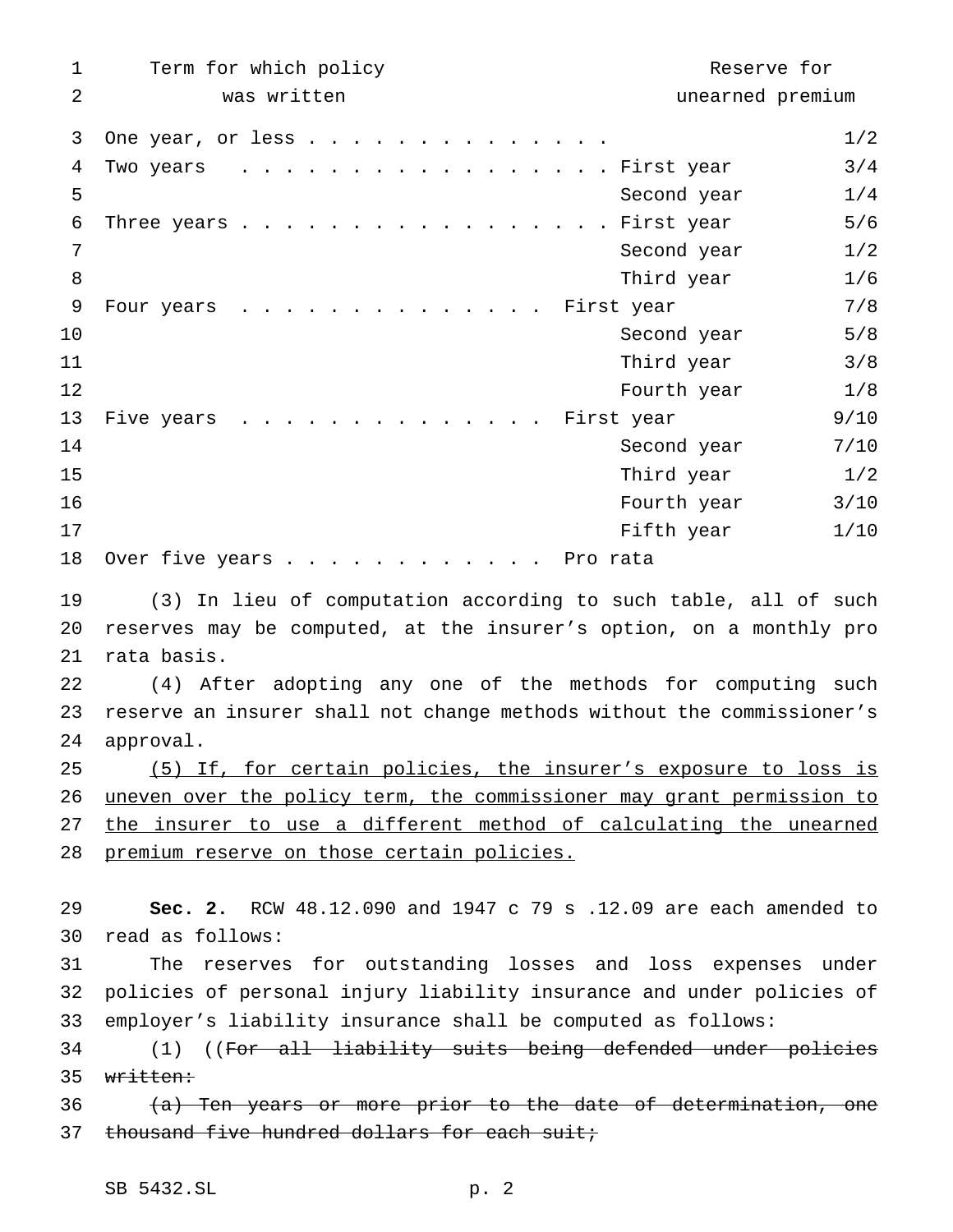| Term for which policy was written | | Reserve for unearned premium |
|---|---|---|
| One year, or less | | 1/2 |
| Two years | First year | 3/4 |
| | Second year | 1/4 |
| Three years | First year | 5/6 |
| | Second year | 1/2 |
| | Third year | 1/6 |
| Four years | First year | 7/8 |
| | Second year | 5/8 |
| | Third year | 3/8 |
| | Fourth year | 1/8 |
| Five years | First year | 9/10 |
| | Second year | 7/10 |
| | Third year | 1/2 |
| | Fourth year | 3/10 |
| | Fifth year | 1/10 |
| Over five years | Pro rata | |

(3) In lieu of computation according to such table, all of such reserves may be computed, at the insurer's option, on a monthly pro rata basis.

(4) After adopting any one of the methods for computing such reserve an insurer shall not change methods without the commissioner's approval.

<u>(5) If, for certain policies, the insurer's exposure to loss is uneven over the policy term, the commissioner may grant permission to the insurer to use a different method of calculating the unearned premium reserve on those certain policies.</u>

**Sec. 2.** RCW 48.12.090 and 1947 c 79 s .12.09 are each amended to read as follows:

The reserves for outstanding losses and loss expenses under policies of personal injury liability insurance and under policies of employer's liability insurance shall be computed as follows:

(1) ((~~For all liability suits being defended under policies written:~~

~~(a) Ten years or more prior to the date of determination, one thousand five hundred dollars for each suit;~~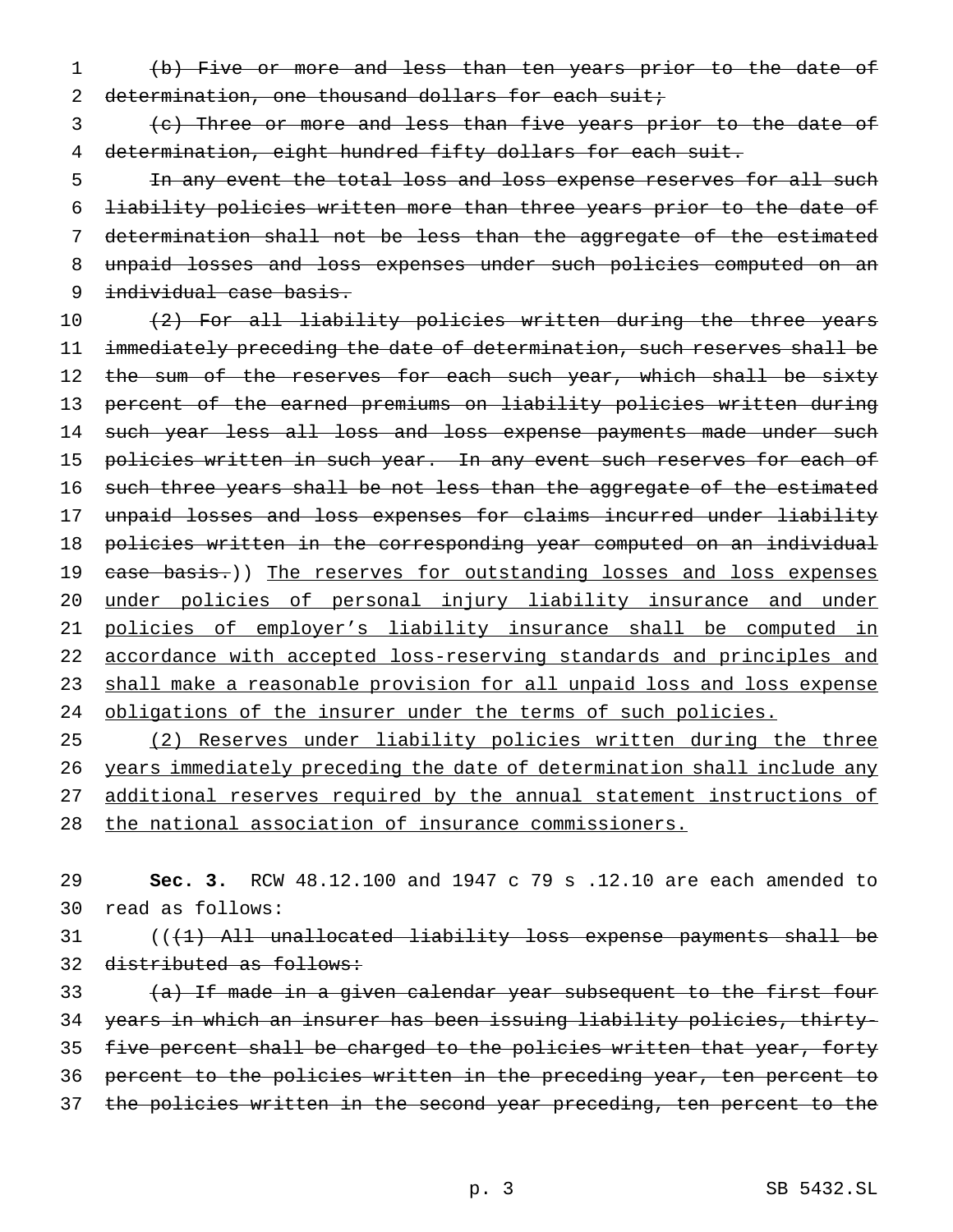~~(b) Five or more and less than ten years prior to the date of determination, one thousand dollars for each suit;~~

~~(c) Three or more and less than five years prior to the date of determination, eight hundred fifty dollars for each suit.~~

~~In any event the total loss and loss expense reserves for all such liability policies written more than three years prior to the date of determination shall not be less than the aggregate of the estimated unpaid losses and loss expenses under such policies computed on an individual case basis.~~

~~(2) For all liability policies written during the three years immediately preceding the date of determination, such reserves shall be the sum of the reserves for each such year, which shall be sixty percent of the earned premiums on liability policies written during such year less all loss and loss expense payments made under such policies written in such year. In any event such reserves for each of such three years shall be not less than the aggregate of the estimated unpaid losses and loss expenses for claims incurred under liability policies written in the corresponding year computed on an individual case basis.~~)) <u>The reserves for outstanding losses and loss expenses under policies of personal injury liability insurance and under policies of employer's liability insurance shall be computed in accordance with accepted loss-reserving standards and principles and shall make a reasonable provision for all unpaid loss and loss expense obligations of the insurer under the terms of such policies.</u>

<u>(2) Reserves under liability policies written during the three years immediately preceding the date of determination shall include any additional reserves required by the annual statement instructions of the national association of insurance commissioners.</u>

**Sec. 3.** RCW 48.12.100 and 1947 c 79 s .12.10 are each amended to read as follows:

((~~(1) All unallocated liability loss expense payments shall be distributed as follows:~~

~~(a) If made in a given calendar year subsequent to the first four years in which an insurer has been issuing liability policies, thirty-five percent shall be charged to the policies written that year, forty percent to the policies written in the preceding year, ten percent to the policies written in the second year preceding, ten percent to the~~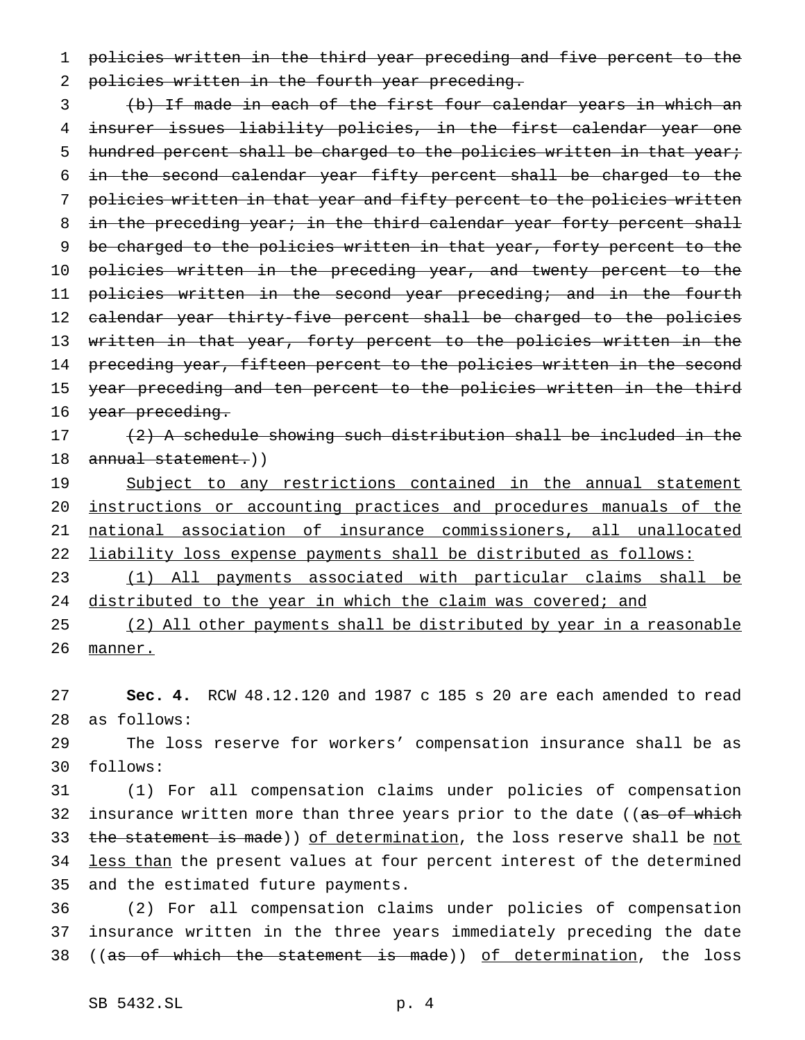~~policies written in the third year preceding and five percent to the policies written in the fourth year preceding.~~

~~(b) If made in each of the first four calendar years in which an insurer issues liability policies, in the first calendar year one hundred percent shall be charged to the policies written in that year; in the second calendar year fifty percent shall be charged to the policies written in that year and fifty percent to the policies written in the preceding year; in the third calendar year forty percent shall be charged to the policies written in that year, forty percent to the policies written in the preceding year, and twenty percent to the policies written in the second year preceding; and in the fourth calendar year thirty-five percent shall be charged to the policies written in that year, forty percent to the policies written in the preceding year, fifteen percent to the policies written in the second year preceding and ten percent to the policies written in the third year preceding.~~

~~(2) A schedule showing such distribution shall be included in the annual statement.~~))

<u>Subject to any restrictions contained in the annual statement instructions or accounting practices and procedures manuals of the national association of insurance commissioners, all unallocated liability loss expense payments shall be distributed as follows:</u>

<u>(1) All payments associated with particular claims shall be distributed to the year in which the claim was covered; and</u>

<u>(2) All other payments shall be distributed by year in a reasonable manner.</u>

**Sec. 4.** RCW 48.12.120 and 1987 c 185 s 20 are each amended to read as follows:

The loss reserve for workers' compensation insurance shall be as follows:

(1) For all compensation claims under policies of compensation insurance written more than three years prior to the date ((~~as of which the statement is made~~)) <u>of determination</u>, the loss reserve shall be <u>not less than</u> the present values at four percent interest of the determined and the estimated future payments.

(2) For all compensation claims under policies of compensation insurance written in the three years immediately preceding the date ((~~as of which the statement is made~~)) <u>of determination</u>, the loss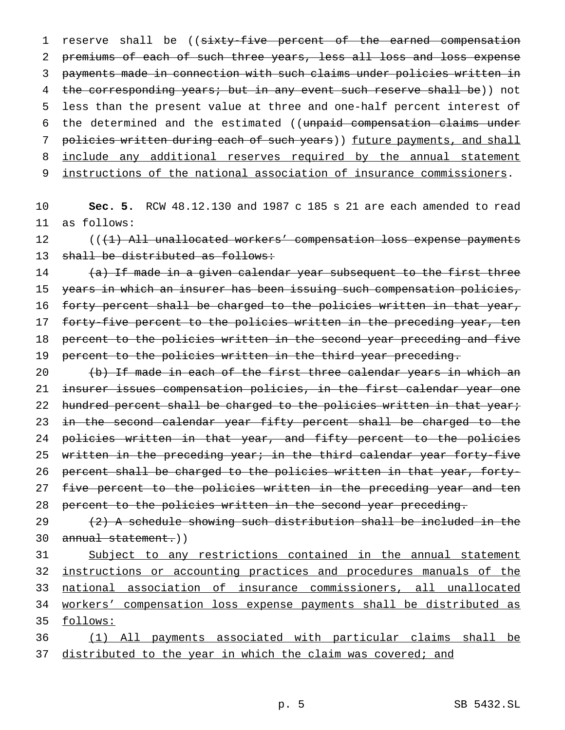reserve shall be ((~~sixty-five percent of the earned compensation premiums of each of such three years, less all loss and loss expense payments made in connection with such claims under policies written in the corresponding years; but in any event such reserve shall be~~)) not less than the present value at three and one-half percent interest of the determined and the estimated ((~~unpaid compensation claims under policies written during each of such years~~)) <u>future payments, and shall include any additional reserves required by the annual statement instructions of the national association of insurance commissioners</u>.

**Sec. 5.** RCW 48.12.130 and 1987 c 185 s 21 are each amended to read as follows:

((~~(1) All unallocated workers' compensation loss expense payments shall be distributed as follows:~~

~~(a) If made in a given calendar year subsequent to the first three years in which an insurer has been issuing such compensation policies, forty percent shall be charged to the policies written in that year, forty-five percent to the policies written in the preceding year, ten percent to the policies written in the second year preceding and five percent to the policies written in the third year preceding.~~

~~(b) If made in each of the first three calendar years in which an insurer issues compensation policies, in the first calendar year one hundred percent shall be charged to the policies written in that year; in the second calendar year fifty percent shall be charged to the policies written in that year, and fifty percent to the policies written in the preceding year; in the third calendar year forty-five percent shall be charged to the policies written in that year, forty-five percent to the policies written in the preceding year and ten percent to the policies written in the second year preceding.~~

~~(2) A schedule showing such distribution shall be included in the annual statement.~~))

<u>Subject to any restrictions contained in the annual statement instructions or accounting practices and procedures manuals of the national association of insurance commissioners, all unallocated workers' compensation loss expense payments shall be distributed as follows:</u>

<u>(1) All payments associated with particular claims shall be distributed to the year in which the claim was covered; and</u>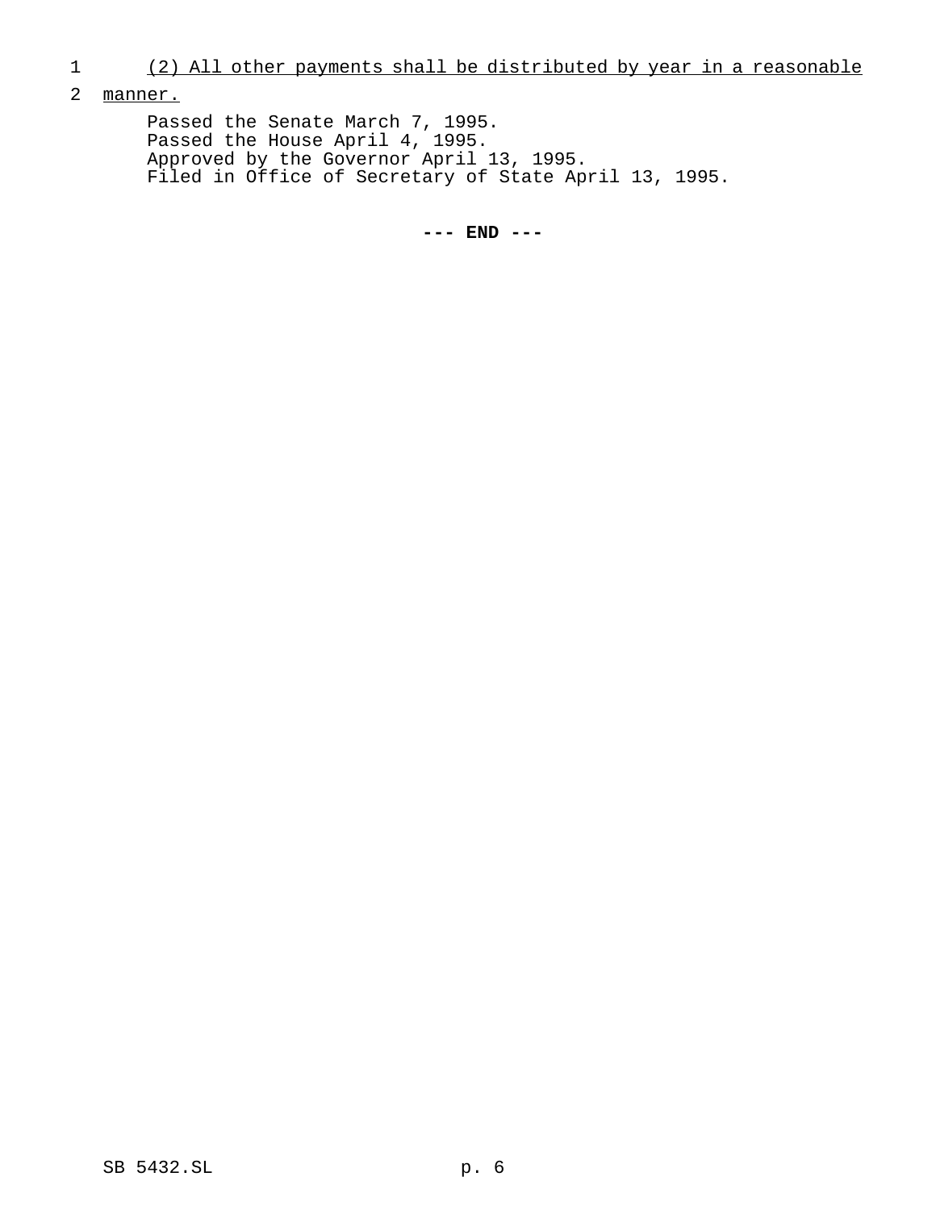(2) All other payments shall be distributed by year in a reasonable manner.

Passed the Senate March 7, 1995.
Passed the House April 4, 1995.
Approved by the Governor April 13, 1995.
Filed in Office of Secretary of State April 13, 1995.

**--- END ---**